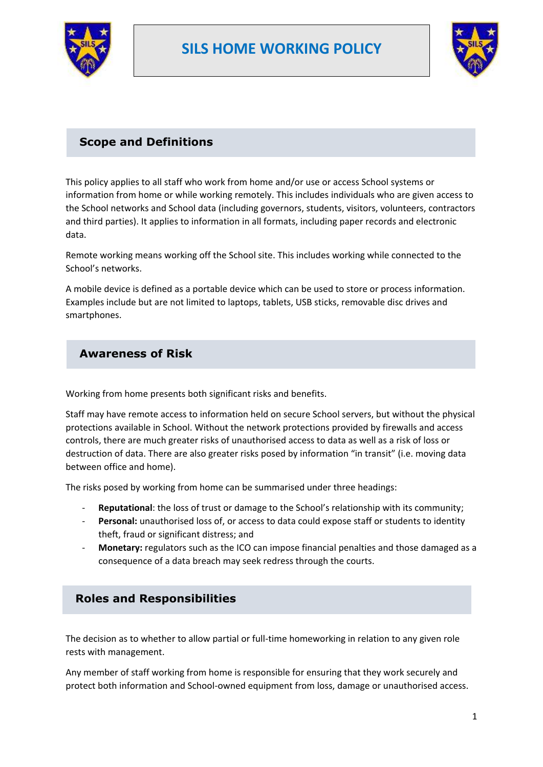# SILS HOME WORKING POLICY

## Scope and Definitions

This policy applies to all staff who work from home and/or use or access School systems or information from home or while working remotely. This includes individuals who are given access to the School networks and School data (including governors, students, visitors, volunteers, contractors and third parties). It applies to information in all formats, including paper records and electronic data.

Remote working means working off the School site. This includes working while connected to the School's networks.

A mobile device is defined as a portable device which can be used to store or process information. Examples include but are not limited to laptops, tablets, USB sticks, removable disc drives and smartphones.

## Awareness of Risk

Working from home presents both significant risks and benefits.

Staff may have remote access to information held on secure School servers, but without the physical protections available in School. Without the network protections provided by firewalls and access controls, there are much greater risks of unauthorised access to data as well as a risk of loss or destruction of data. There are also greater risks posed by information "in transit" (i.e. moving data between office and home).

The risks posed by working from home can be summarised under three headings:

- **Reputational**: the loss of trust or damage to the School's relationship with its community;
- **Personal:** unauthorised loss of, or access to data could expose staff or students to identity theft, fraud or significant distress; and
- **Monetary:** regulators such as the ICO can impose financial penalties and those damaged as a consequence of a data breach may seek redress through the courts.

## Roles and Responsibilities

The decision as to whether to allow partial or full-time homeworking in relation to any given role rests with management.

Any member of staff working from home is responsible for ensuring that they work securely and protect both information and School-owned equipment from loss, damage or unauthorised access.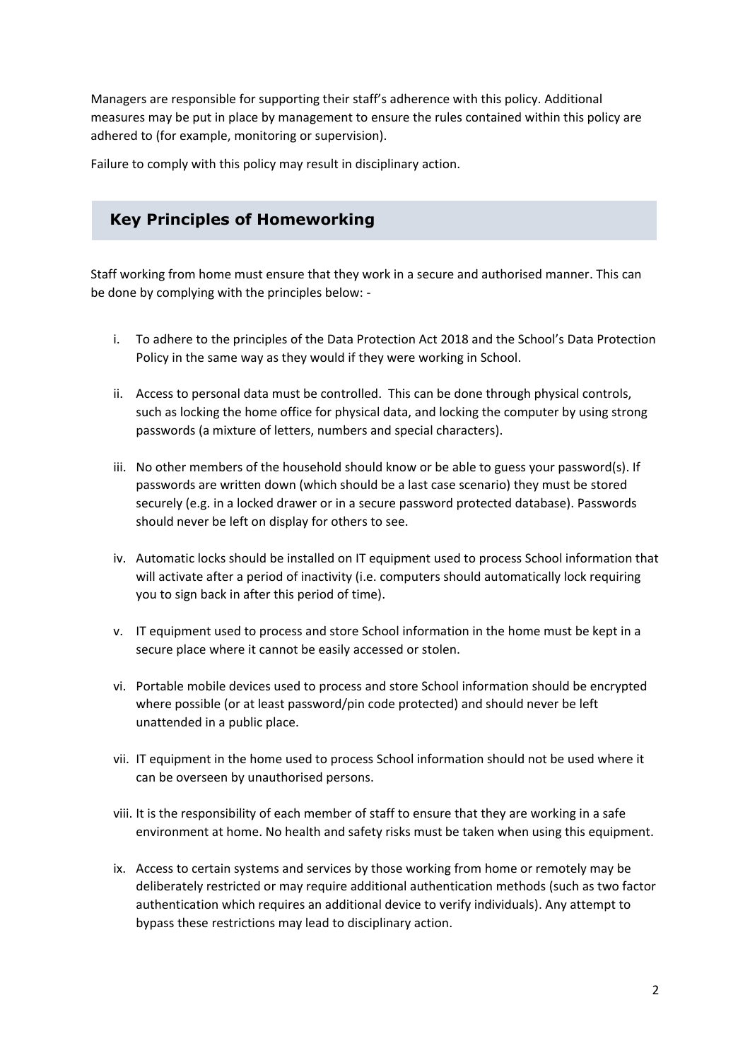Managers are responsible for supporting their staff's adherence with this policy. Additional measures may be put in place by management to ensure the rules contained within this policy are adhered to (for example, monitoring or supervision).

Failure to comply with this policy may result in disciplinary action.

## Key Principles of Homeworking

Staff working from home must ensure that they work in a secure and authorised manner. This can be done by complying with the principles below: -

i. To adhere to the principles of the Data Protection Act 2018 and the School's Data Protection Policy in the same way as they would if they were working in School.

ii. Access to personal data must be controlled. This can be done through physical controls, such as locking the home office for physical data, and locking the computer by using strong passwords (a mixture of letters, numbers and special characters).

iii. No other members of the household should know or be able to guess your password(s). If passwords are written down (which should be a last case scenario) they must be stored securely (e.g. in a locked drawer or in a secure password protected database). Passwords should never be left on display for others to see.

iv. Automatic locks should be installed on IT equipment used to process School information that will activate after a period of inactivity (i.e. computers should automatically lock requiring you to sign back in after this period of time).

v. IT equipment used to process and store School information in the home must be kept in a secure place where it cannot be easily accessed or stolen.

vi. Portable mobile devices used to process and store School information should be encrypted where possible (or at least password/pin code protected) and should never be left unattended in a public place.

vii. IT equipment in the home used to process School information should not be used where it can be overseen by unauthorised persons.

viii. It is the responsibility of each member of staff to ensure that they are working in a safe environment at home. No health and safety risks must be taken when using this equipment.

ix. Access to certain systems and services by those working from home or remotely may be deliberately restricted or may require additional authentication methods (such as two factor authentication which requires an additional device to verify individuals). Any attempt to bypass these restrictions may lead to disciplinary action.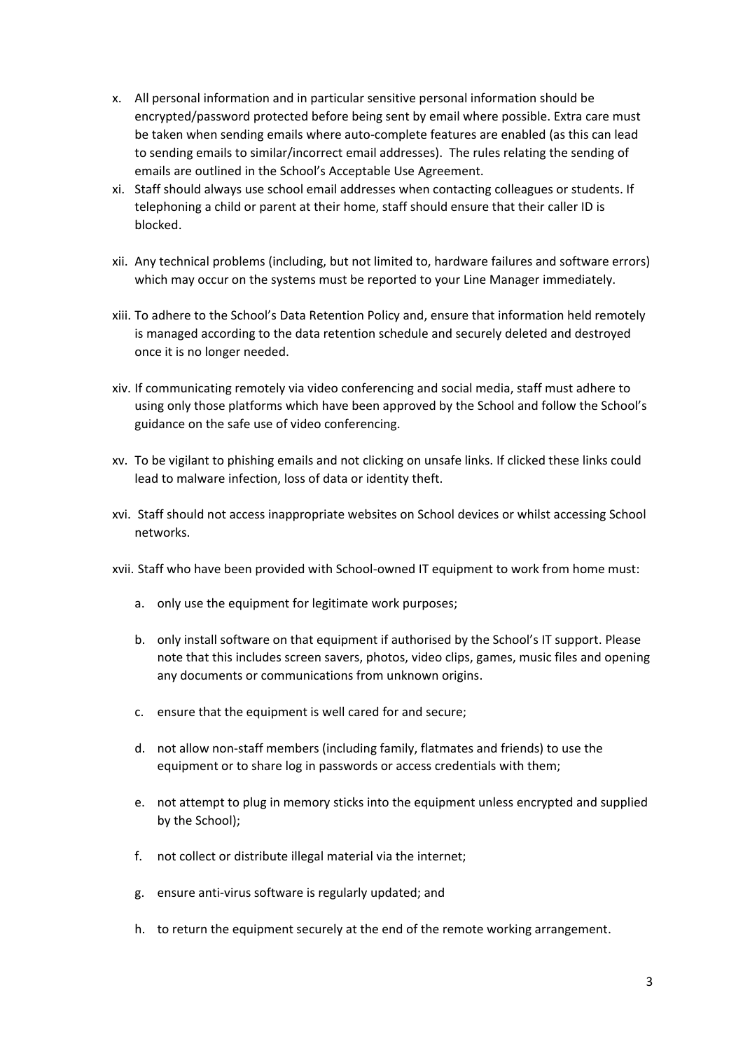x. All personal information and in particular sensitive personal information should be encrypted/password protected before being sent by email where possible. Extra care must be taken when sending emails where auto-complete features are enabled (as this can lead to sending emails to similar/incorrect email addresses). The rules relating the sending of emails are outlined in the School's Acceptable Use Agreement.

xi. Staff should always use school email addresses when contacting colleagues or students. If telephoning a child or parent at their home, staff should ensure that their caller ID is blocked.

xii. Any technical problems (including, but not limited to, hardware failures and software errors) which may occur on the systems must be reported to your Line Manager immediately.

xiii. To adhere to the School's Data Retention Policy and, ensure that information held remotely is managed according to the data retention schedule and securely deleted and destroyed once it is no longer needed.

xiv. If communicating remotely via video conferencing and social media, staff must adhere to using only those platforms which have been approved by the School and follow the School's guidance on the safe use of video conferencing.

xv. To be vigilant to phishing emails and not clicking on unsafe links. If clicked these links could lead to malware infection, loss of data or identity theft.

xvi. Staff should not access inappropriate websites on School devices or whilst accessing School networks.

xvii. Staff who have been provided with School-owned IT equipment to work from home must:

a. only use the equipment for legitimate work purposes;

b. only install software on that equipment if authorised by the School's IT support. Please note that this includes screen savers, photos, video clips, games, music files and opening any documents or communications from unknown origins.

c. ensure that the equipment is well cared for and secure;

d. not allow non-staff members (including family, flatmates and friends) to use the equipment or to share log in passwords or access credentials with them;

e. not attempt to plug in memory sticks into the equipment unless encrypted and supplied by the School);

f. not collect or distribute illegal material via the internet;

g. ensure anti-virus software is regularly updated; and

h. to return the equipment securely at the end of the remote working arrangement.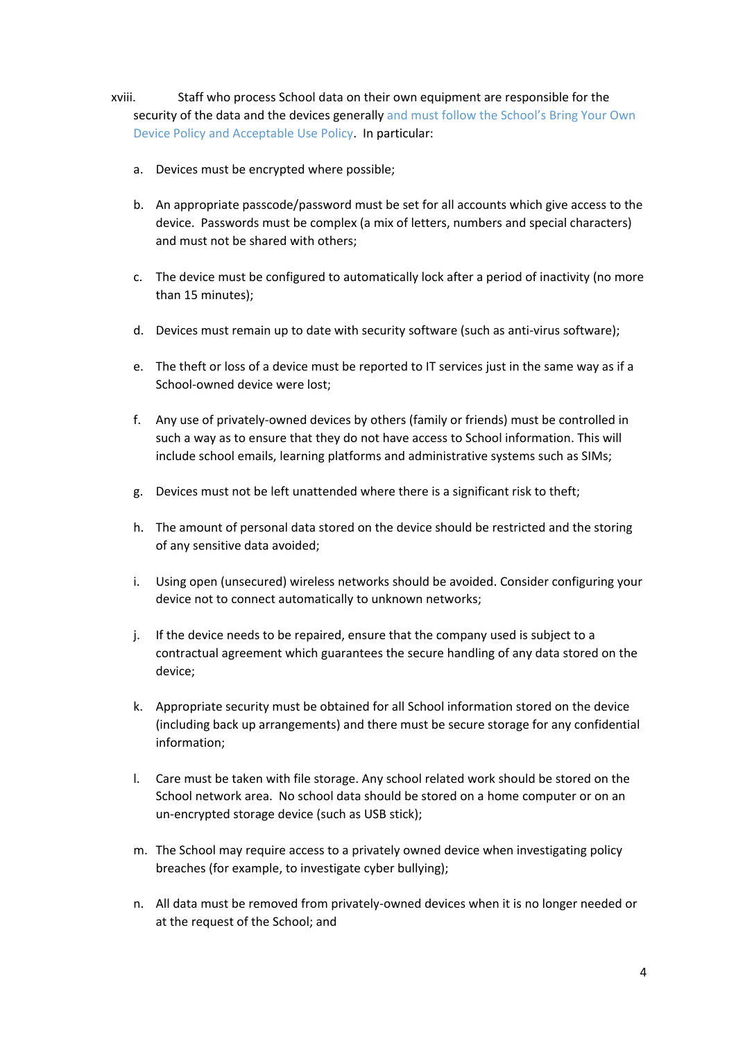xviii. Staff who process School data on their own equipment are responsible for the security of the data and the devices generally and must follow the School's Bring Your Own Device Policy and Acceptable Use Policy. In particular:

a. Devices must be encrypted where possible;

b. An appropriate passcode/password must be set for all accounts which give access to the device. Passwords must be complex (a mix of letters, numbers and special characters) and must not be shared with others;

c. The device must be configured to automatically lock after a period of inactivity (no more than 15 minutes);

d. Devices must remain up to date with security software (such as anti-virus software);

e. The theft or loss of a device must be reported to IT services just in the same way as if a School-owned device were lost;

f. Any use of privately-owned devices by others (family or friends) must be controlled in such a way as to ensure that they do not have access to School information. This will include school emails, learning platforms and administrative systems such as SIMs;

g. Devices must not be left unattended where there is a significant risk to theft;

h. The amount of personal data stored on the device should be restricted and the storing of any sensitive data avoided;

i. Using open (unsecured) wireless networks should be avoided. Consider configuring your device not to connect automatically to unknown networks;

j. If the device needs to be repaired, ensure that the company used is subject to a contractual agreement which guarantees the secure handling of any data stored on the device;

k. Appropriate security must be obtained for all School information stored on the device (including back up arrangements) and there must be secure storage for any confidential information;

l. Care must be taken with file storage. Any school related work should be stored on the School network area. No school data should be stored on a home computer or on an un-encrypted storage device (such as USB stick);

m. The School may require access to a privately owned device when investigating policy breaches (for example, to investigate cyber bullying);

n. All data must be removed from privately-owned devices when it is no longer needed or at the request of the School; and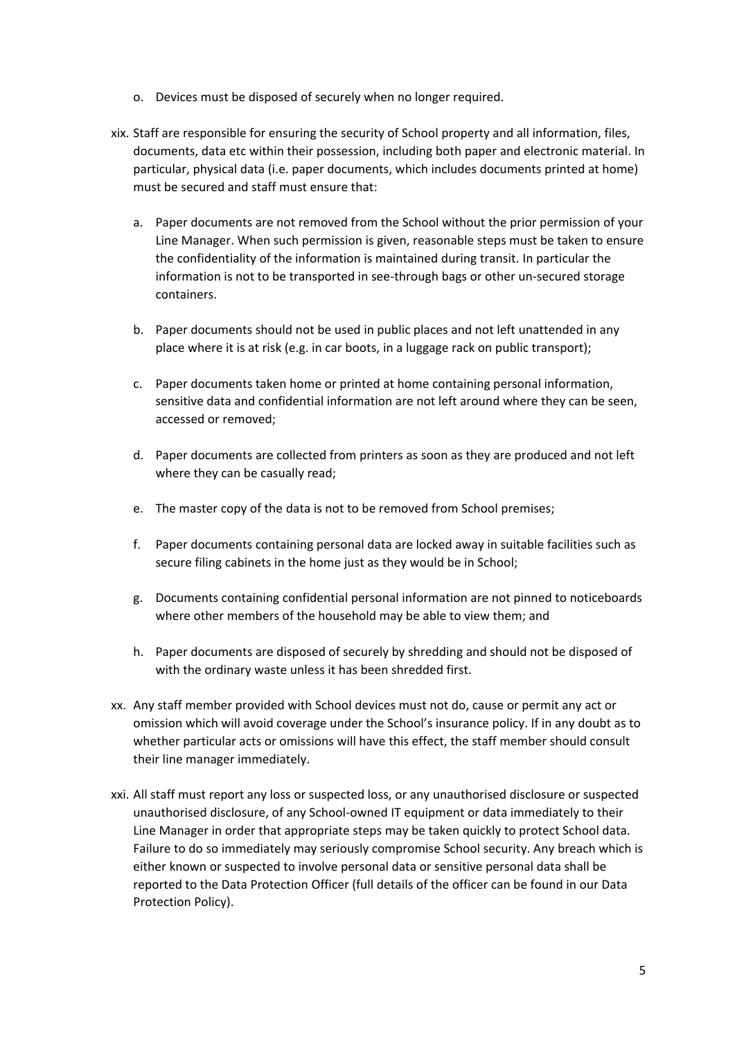o. Devices must be disposed of securely when no longer required.

xix. Staff are responsible for ensuring the security of School property and all information, files, documents, data etc within their possession, including both paper and electronic material. In particular, physical data (i.e. paper documents, which includes documents printed at home) must be secured and staff must ensure that:

a. Paper documents are not removed from the School without the prior permission of your Line Manager. When such permission is given, reasonable steps must be taken to ensure the confidentiality of the information is maintained during transit. In particular the information is not to be transported in see-through bags or other un-secured storage containers.

b. Paper documents should not be used in public places and not left unattended in any place where it is at risk (e.g. in car boots, in a luggage rack on public transport);

c. Paper documents taken home or printed at home containing personal information, sensitive data and confidential information are not left around where they can be seen, accessed or removed;

d. Paper documents are collected from printers as soon as they are produced and not left where they can be casually read;

e. The master copy of the data is not to be removed from School premises;

f. Paper documents containing personal data are locked away in suitable facilities such as secure filing cabinets in the home just as they would be in School;

g. Documents containing confidential personal information are not pinned to noticeboards where other members of the household may be able to view them; and

h. Paper documents are disposed of securely by shredding and should not be disposed of with the ordinary waste unless it has been shredded first.

xx. Any staff member provided with School devices must not do, cause or permit any act or omission which will avoid coverage under the School's insurance policy. If in any doubt as to whether particular acts or omissions will have this effect, the staff member should consult their line manager immediately.

xxi. All staff must report any loss or suspected loss, or any unauthorised disclosure or suspected unauthorised disclosure, of any School-owned IT equipment or data immediately to their Line Manager in order that appropriate steps may be taken quickly to protect School data. Failure to do so immediately may seriously compromise School security. Any breach which is either known or suspected to involve personal data or sensitive personal data shall be reported to the Data Protection Officer (full details of the officer can be found in our Data Protection Policy).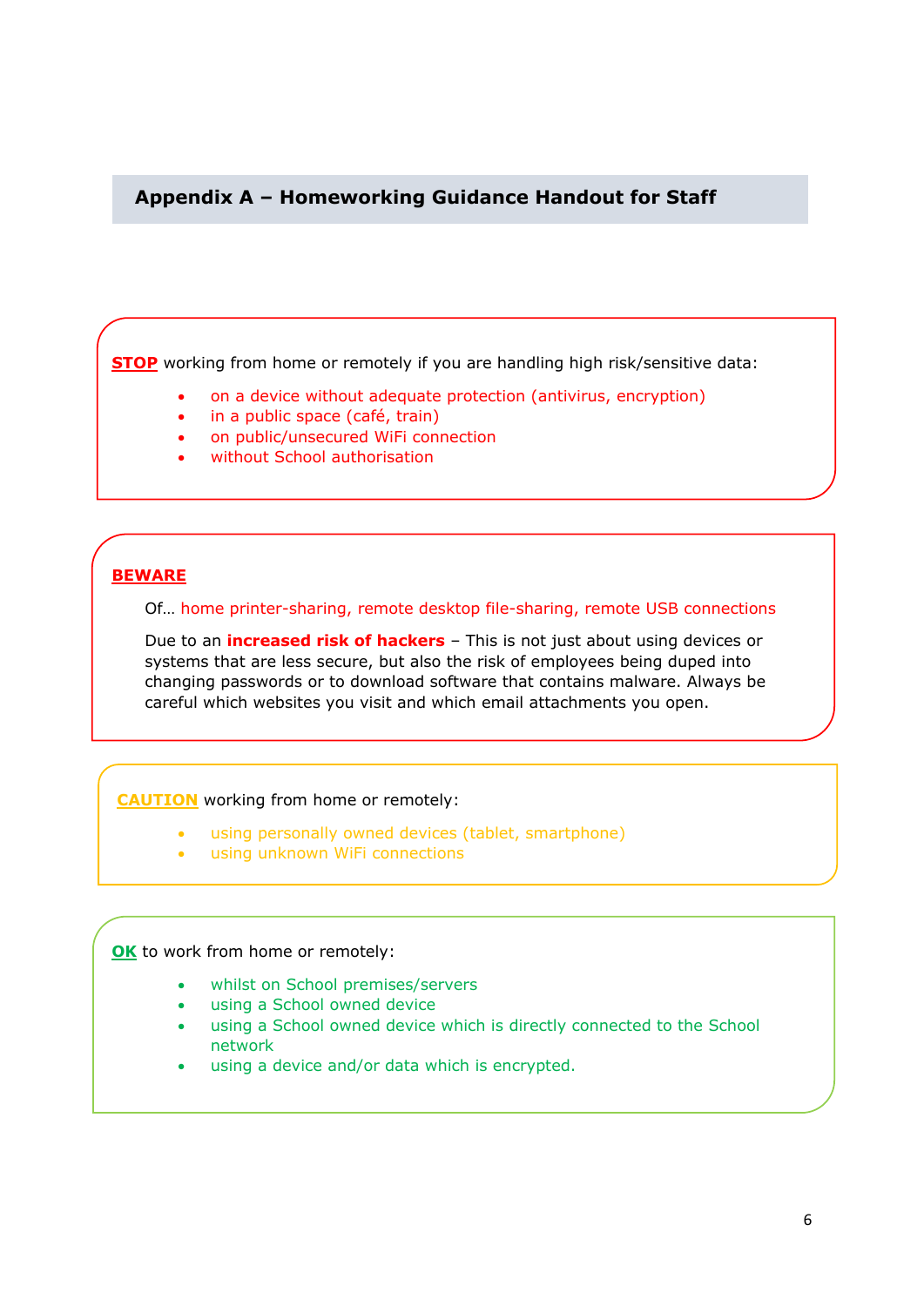## Appendix A – Homeworking Guidance Handout for Staff

**STOP** working from home or remotely if you are handling high risk/sensitive data:

- on a device without adequate protection (antivirus, encryption)
- in a public space (café, train)
- on public/unsecured WiFi connection
- without School authorisation

**BEWARE**

Of… home printer-sharing, remote desktop file-sharing, remote USB connections

Due to an **increased risk of hackers** – This is not just about using devices or systems that are less secure, but also the risk of employees being duped into changing passwords or to download software that contains malware. Always be careful which websites you visit and which email attachments you open.

**CAUTION** working from home or remotely:

- using personally owned devices (tablet, smartphone)
- using unknown WiFi connections

**OK** to work from home or remotely:

- whilst on School premises/servers
- using a School owned device
- using a School owned device which is directly connected to the School network
- using a device and/or data which is encrypted.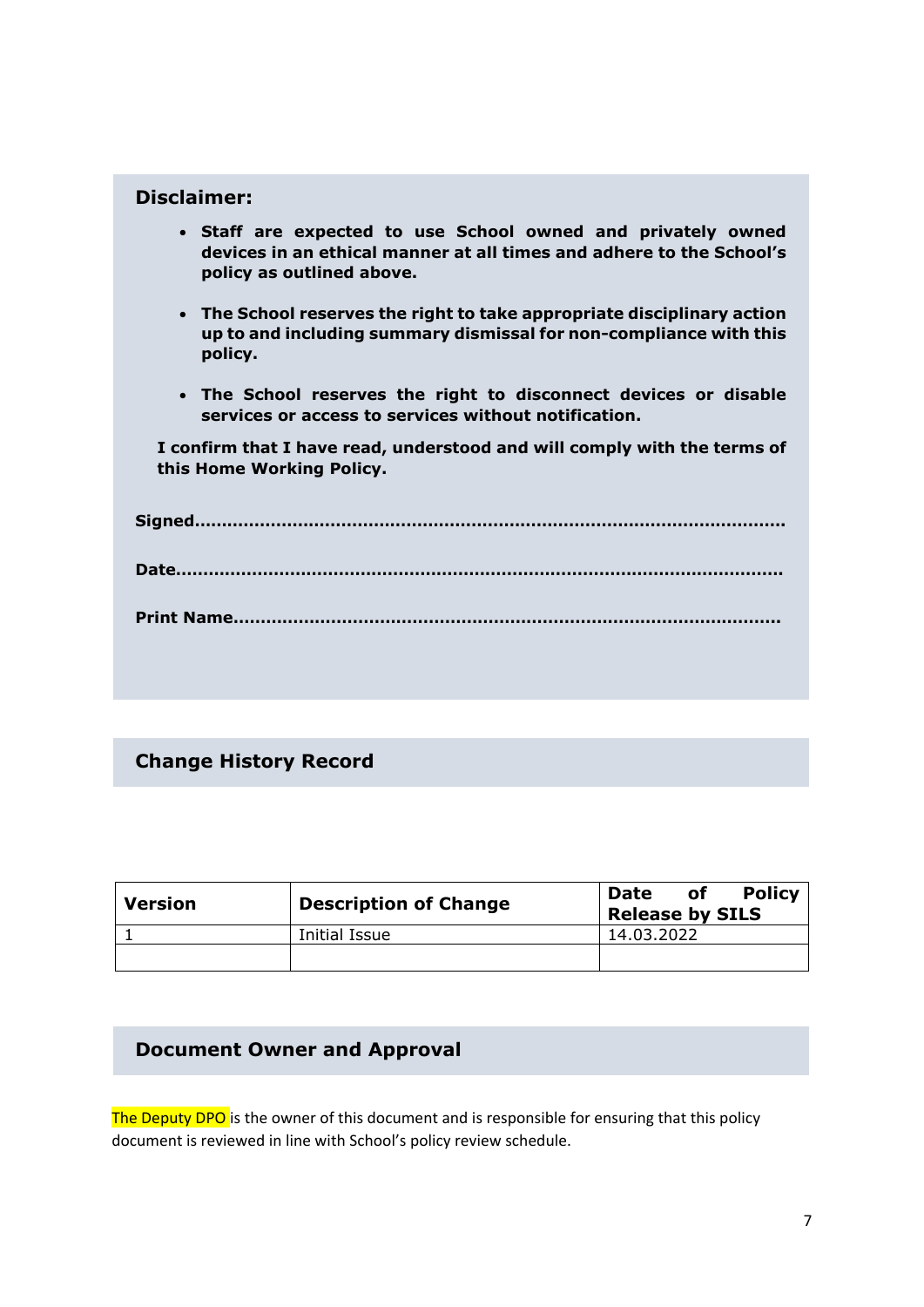## Disclaimer:

- **Staff are expected to use School owned and privately owned devices in an ethical manner at all times and adhere to the School's policy as outlined above.**
- **The School reserves the right to take appropriate disciplinary action up to and including summary dismissal for non-compliance with this policy.**
- **The School reserves the right to disconnect devices or disable services or access to services without notification.**

**I confirm that I have read, understood and will comply with the terms of this Home Working Policy.**

**Signed**.........................................................................................................

**Date**.............................................................................................................

**Print Name**..................................................................................................

## Change History Record

| Version | Description of Change | Date of Policy Release by SILS |
|---|---|---|
| 1 | Initial Issue | 14.03.2022 |
| | | |

## Document Owner and Approval

The Deputy DPO is the owner of this document and is responsible for ensuring that this policy document is reviewed in line with School's policy review schedule.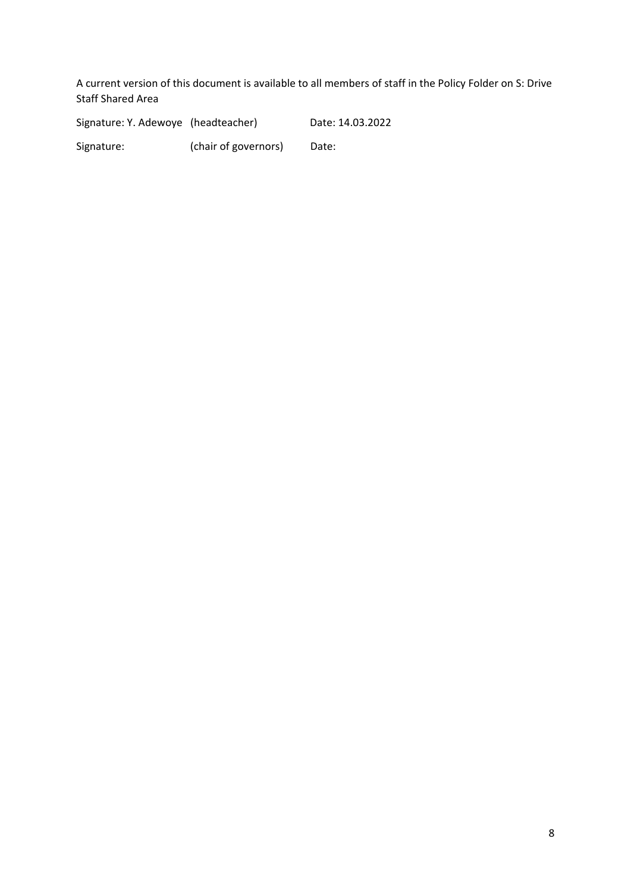A current version of this document is available to all members of staff in the Policy Folder on S: Drive Staff Shared Area

| | | |
|---|---|---|
| Signature: Y. Adewoye | (headteacher) | Date: 14.03.2022 |
| Signature: | (chair of governors) | Date: |